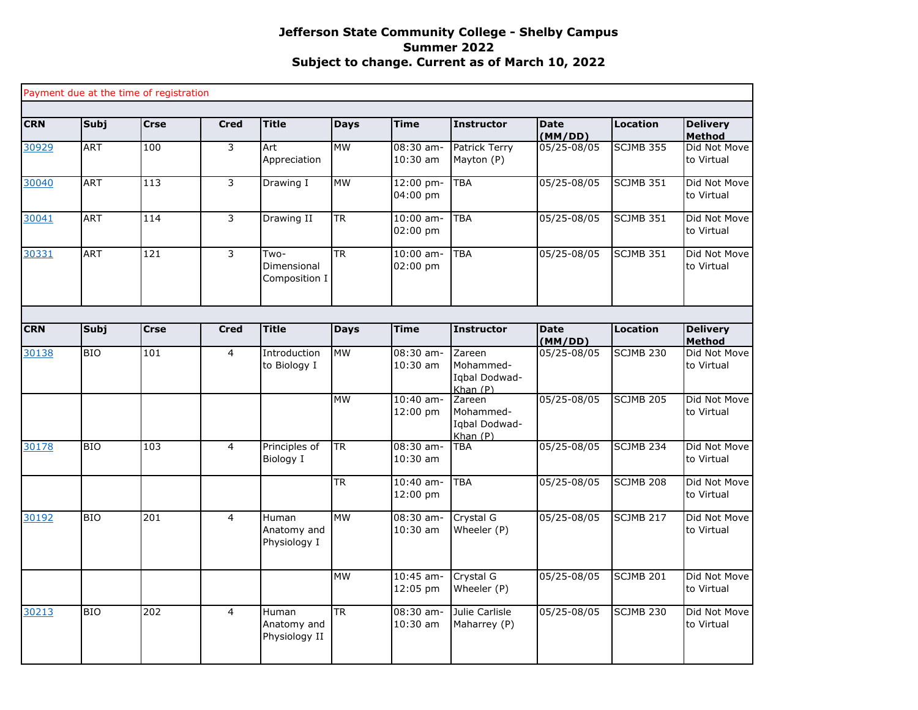# Jefferson State Community College - Shelby Campus
## Summer 2022
## Subject to change. Current as of March 10, 2022

Payment due at the time of registration

| CRN | Subj | Crse | Cred | Title | Days | Time | Instructor | Date (MM/DD) | Location | Delivery Method |
|---|---|---|---|---|---|---|---|---|---|---|
| 30929 | ART | 100 | 3 | Art Appreciation | MW | 08:30 am-10:30 am | Patrick Terry Mayton (P) | 05/25-08/05 | SCJMB 355 | Did Not Move to Virtual |
| 30040 | ART | 113 | 3 | Drawing I | MW | 12:00 pm-04:00 pm | TBA | 05/25-08/05 | SCJMB 351 | Did Not Move to Virtual |
| 30041 | ART | 114 | 3 | Drawing II | TR | 10:00 am-02:00 pm | TBA | 05/25-08/05 | SCJMB 351 | Did Not Move to Virtual |
| 30331 | ART | 121 | 3 | Two-Dimensional Composition I | TR | 10:00 am-02:00 pm | TBA | 05/25-08/05 | SCJMB 351 | Did Not Move to Virtual |

| CRN | Subj | Crse | Cred | Title | Days | Time | Instructor | Date (MM/DD) | Location | Delivery Method |
|---|---|---|---|---|---|---|---|---|---|---|
| 30138 | BIO | 101 | 4 | Introduction to Biology I | MW | 08:30 am-10:30 am | Zareen Mohammed-Iqbal Dodwad-Khan (P) | 05/25-08/05 | SCJMB 230 | Did Not Move to Virtual |
| | | | | | MW | 10:40 am-12:00 pm | Zareen Mohammed-Iqbal Dodwad-Khan (P) | 05/25-08/05 | SCJMB 205 | Did Not Move to Virtual |
| 30178 | BIO | 103 | 4 | Principles of Biology I | TR | 08:30 am-10:30 am | TBA | 05/25-08/05 | SCJMB 234 | Did Not Move to Virtual |
| | | | | | TR | 10:40 am-12:00 pm | TBA | 05/25-08/05 | SCJMB 208 | Did Not Move to Virtual |
| 30192 | BIO | 201 | 4 | Human Anatomy and Physiology I | MW | 08:30 am-10:30 am | Crystal G Wheeler (P) | 05/25-08/05 | SCJMB 217 | Did Not Move to Virtual |
| | | | | | MW | 10:45 am-12:05 pm | Crystal G Wheeler (P) | 05/25-08/05 | SCJMB 201 | Did Not Move to Virtual |
| 30213 | BIO | 202 | 4 | Human Anatomy and Physiology II | TR | 08:30 am-10:30 am | Julie Carlisle Maharrey (P) | 05/25-08/05 | SCJMB 230 | Did Not Move to Virtual |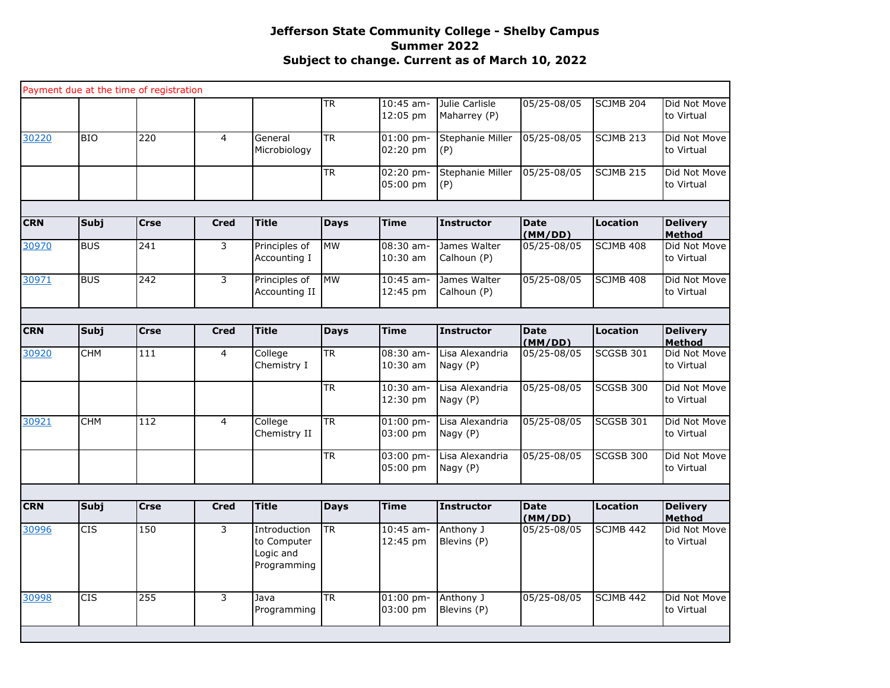# Jefferson State Community College - Shelby Campus
## Summer 2022
## Subject to change. Current as of March 10, 2022

Payment due at the time of registration

| CRN | Subj | Crse | Cred | Title | Days | Time | Instructor | Date (MM/DD) | Location | Delivery Method |
|---|---|---|---|---|---|---|---|---|---|---|
| | | | | | TR | 10:45 am-12:05 pm | Julie Carlisle Maharrey (P) | 05/25-08/05 | SCJMB 204 | Did Not Move to Virtual |
| 30220 | BIO | 220 | 4 | General Microbiology | TR | 01:00 pm-02:20 pm | Stephanie Miller (P) | 05/25-08/05 | SCJMB 213 | Did Not Move to Virtual |
| | | | | | TR | 02:20 pm-05:00 pm | Stephanie Miller (P) | 05/25-08/05 | SCJMB 215 | Did Not Move to Virtual |

| CRN | Subj | Crse | Cred | Title | Days | Time | Instructor | Date (MM/DD) | Location | Delivery Method |
|---|---|---|---|---|---|---|---|---|---|---|
| 30970 | BUS | 241 | 3 | Principles of Accounting I | MW | 08:30 am-10:30 am | James Walter Calhoun (P) | 05/25-08/05 | SCJMB 408 | Did Not Move to Virtual |
| 30971 | BUS | 242 | 3 | Principles of Accounting II | MW | 10:45 am-12:45 pm | James Walter Calhoun (P) | 05/25-08/05 | SCJMB 408 | Did Not Move to Virtual |

| CRN | Subj | Crse | Cred | Title | Days | Time | Instructor | Date (MM/DD) | Location | Delivery Method |
|---|---|---|---|---|---|---|---|---|---|---|
| 30920 | CHM | 111 | 4 | College Chemistry I | TR | 08:30 am-10:30 am | Lisa Alexandria Nagy (P) | 05/25-08/05 | SCGSB 301 | Did Not Move to Virtual |
| | | | | | TR | 10:30 am-12:30 pm | Lisa Alexandria Nagy (P) | 05/25-08/05 | SCGSB 300 | Did Not Move to Virtual |
| 30921 | CHM | 112 | 4 | College Chemistry II | TR | 01:00 pm-03:00 pm | Lisa Alexandria Nagy (P) | 05/25-08/05 | SCGSB 301 | Did Not Move to Virtual |
| | | | | | TR | 03:00 pm-05:00 pm | Lisa Alexandria Nagy (P) | 05/25-08/05 | SCGSB 300 | Did Not Move to Virtual |

| CRN | Subj | Crse | Cred | Title | Days | Time | Instructor | Date (MM/DD) | Location | Delivery Method |
|---|---|---|---|---|---|---|---|---|---|---|
| 30996 | CIS | 150 | 3 | Introduction to Computer Logic and Programming | TR | 10:45 am-12:45 pm | Anthony J Blevins (P) | 05/25-08/05 | SCJMB 442 | Did Not Move to Virtual |
| 30998 | CIS | 255 | 3 | Java Programming | TR | 01:00 pm-03:00 pm | Anthony J Blevins (P) | 05/25-08/05 | SCJMB 442 | Did Not Move to Virtual |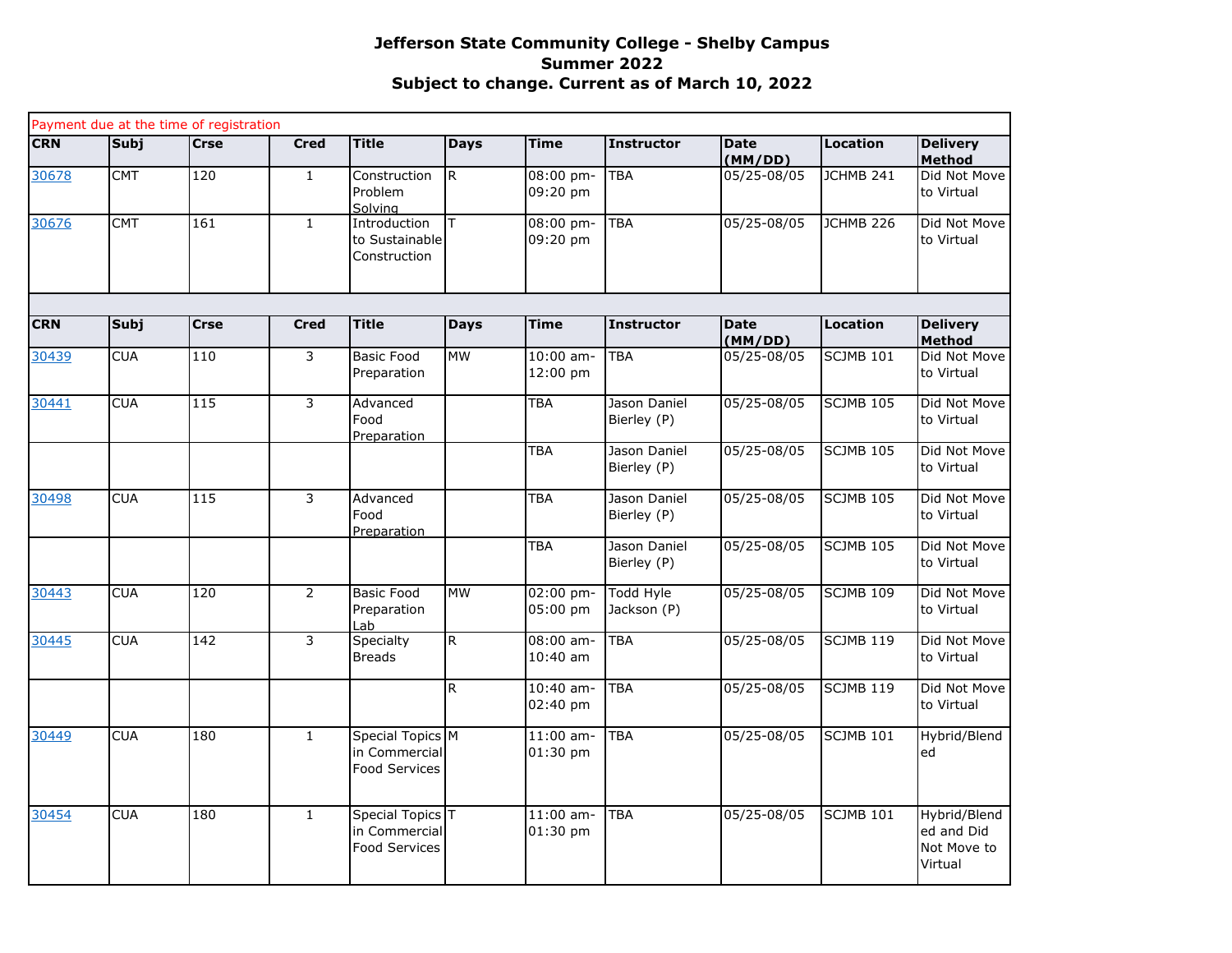**Jefferson State Community College - Shelby Campus**
**Summer 2022**
**Subject to change. Current as of March 10, 2022**

Payment due at the time of registration

| CRN | Subj | Crse | Cred | Title | Days | Time | Instructor | Date (MM/DD) | Location | Delivery Method |
|---|---|---|---|---|---|---|---|---|---|---|
| 30678 | CMT | 120 | 1 | Construction Problem Solving | R | 08:00 pm-09:20 pm | TBA | 05/25-08/05 | JCHMB 241 | Did Not Move to Virtual |
| 30676 | CMT | 161 | 1 | Introduction to Sustainable Construction | T | 08:00 pm-09:20 pm | TBA | 05/25-08/05 | JCHMB 226 | Did Not Move to Virtual |

| CRN | Subj | Crse | Cred | Title | Days | Time | Instructor | Date (MM/DD) | Location | Delivery Method |
|---|---|---|---|---|---|---|---|---|---|---|
| 30439 | CUA | 110 | 3 | Basic Food Preparation | MW | 10:00 am-12:00 pm | TBA | 05/25-08/05 | SCJMB 101 | Did Not Move to Virtual |
| 30441 | CUA | 115 | 3 | Advanced Food Preparation | | TBA | Jason Daniel Bierley (P) | 05/25-08/05 | SCJMB 105 | Did Not Move to Virtual |
| | | | | | | TBA | Jason Daniel Bierley (P) | 05/25-08/05 | SCJMB 105 | Did Not Move to Virtual |
| 30498 | CUA | 115 | 3 | Advanced Food Preparation | | TBA | Jason Daniel Bierley (P) | 05/25-08/05 | SCJMB 105 | Did Not Move to Virtual |
| | | | | | | TBA | Jason Daniel Bierley (P) | 05/25-08/05 | SCJMB 105 | Did Not Move to Virtual |
| 30443 | CUA | 120 | 2 | Basic Food Preparation Lab | MW | 02:00 pm-05:00 pm | Todd Hyle Jackson (P) | 05/25-08/05 | SCJMB 109 | Did Not Move to Virtual |
| 30445 | CUA | 142 | 3 | Specialty Breads | R | 08:00 am-10:40 am | TBA | 05/25-08/05 | SCJMB 119 | Did Not Move to Virtual |
| | | | | | R | 10:40 am-02:40 pm | TBA | 05/25-08/05 | SCJMB 119 | Did Not Move to Virtual |
| 30449 | CUA | 180 | 1 | Special Topics in Commercial Food Services | M | 11:00 am-01:30 pm | TBA | 05/25-08/05 | SCJMB 101 | Hybrid/Blended |
| 30454 | CUA | 180 | 1 | Special Topics in Commercial Food Services | T | 11:00 am-01:30 pm | TBA | 05/25-08/05 | SCJMB 101 | Hybrid/Blended and Did Not Move to Virtual |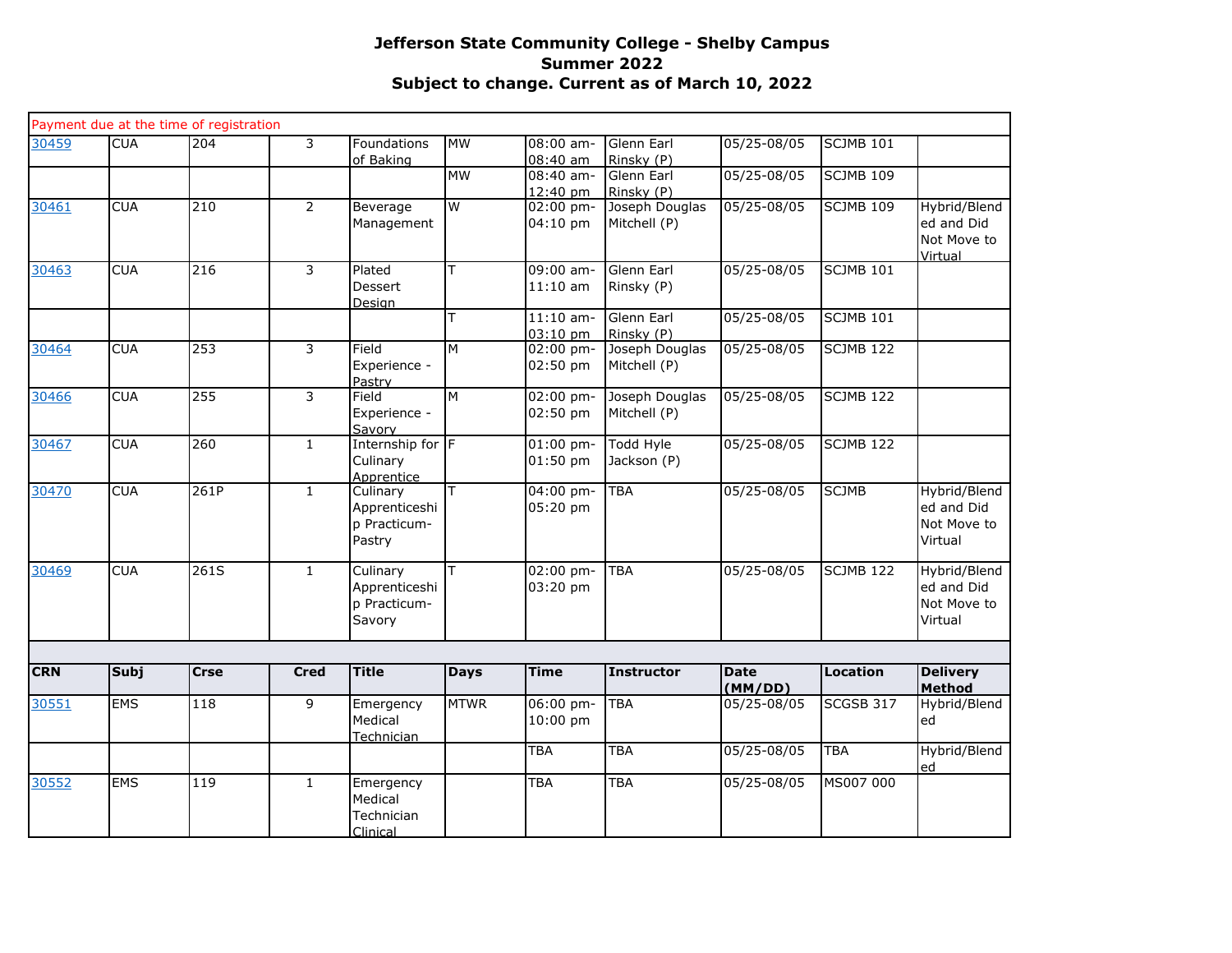**Jefferson State Community College - Shelby Campus**
**Summer 2022**
**Subject to change. Current as of March 10, 2022**

| CRN | Subj | Crse | Cred | Title | Days | Time | Instructor | Date (MM/DD) | Location | Delivery Method |
|---|---|---|---|---|---|---|---|---|---|---|
| Payment due at the time of registration | | | | | | | | | | |
| 30459 | CUA | 204 | 3 | Foundations of Baking | MW | 08:00 am-08:40 am | Glenn Earl Rinsky (P) | 05/25-08/05 | SCJMB 101 | |
| | | | | | MW | 08:40 am-12:40 pm | Glenn Earl Rinsky (P) | 05/25-08/05 | SCJMB 109 | |
| 30461 | CUA | 210 | 2 | Beverage Management | W | 02:00 pm-04:10 pm | Joseph Douglas Mitchell (P) | 05/25-08/05 | SCJMB 109 | Hybrid/Blended and Did Not Move to Virtual |
| 30463 | CUA | 216 | 3 | Plated Dessert Design | T | 09:00 am-11:10 am | Glenn Earl Rinsky (P) | 05/25-08/05 | SCJMB 101 | |
| | | | | | T | 11:10 am-03:10 pm | Glenn Earl Rinsky (P) | 05/25-08/05 | SCJMB 101 | |
| 30464 | CUA | 253 | 3 | Field Experience - Pastry | M | 02:00 pm-02:50 pm | Joseph Douglas Mitchell (P) | 05/25-08/05 | SCJMB 122 | |
| 30466 | CUA | 255 | 3 | Field Experience - Savory | M | 02:00 pm-02:50 pm | Joseph Douglas Mitchell (P) | 05/25-08/05 | SCJMB 122 | |
| 30467 | CUA | 260 | 1 | Internship for Culinary Apprentice | F | 01:00 pm-01:50 pm | Todd Hyle Jackson (P) | 05/25-08/05 | SCJMB 122 | |
| 30470 | CUA | 261P | 1 | Culinary Apprenticeship Practicum-Pastry | T | 04:00 pm-05:20 pm | TBA | 05/25-08/05 | SCJMB | Hybrid/Blended and Did Not Move to Virtual |
| 30469 | CUA | 261S | 1 | Culinary Apprenticeship Practicum-Savory | T | 02:00 pm-03:20 pm | TBA | 05/25-08/05 | SCJMB 122 | Hybrid/Blended and Did Not Move to Virtual |

| CRN | Subj | Crse | Cred | Title | Days | Time | Instructor | Date (MM/DD) | Location | Delivery Method |
|---|---|---|---|---|---|---|---|---|---|---|
| 30551 | EMS | 118 | 9 | Emergency Medical Technician | MTWR | 06:00 pm-10:00 pm | TBA | 05/25-08/05 | SCGSB 317 | Hybrid/Blended |
| | | | | | | TBA | TBA | 05/25-08/05 | TBA | Hybrid/Blended |
| 30552 | EMS | 119 | 1 | Emergency Medical Technician Clinical | | TBA | TBA | 05/25-08/05 | MS007 000 | |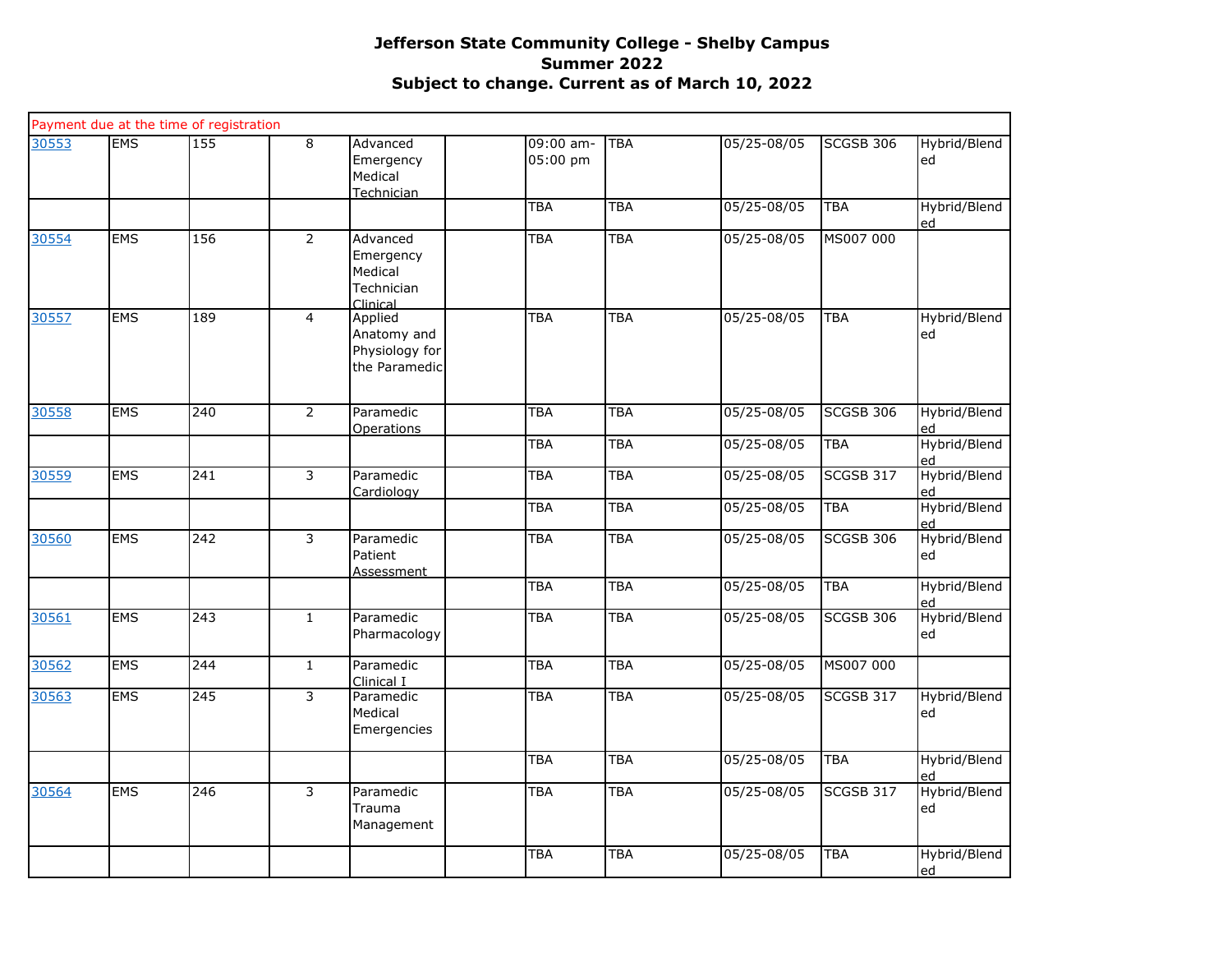# Jefferson State Community College - Shelby Campus

## Summer 2022

### Subject to change. Current as of March 10, 2022

| Payment due at the time of registration | | | | | | | | | | |
|---|---|---|---|---|---|---|---|---|---|---|
| 30553 | EMS | 155 | 8 | Advanced Emergency Medical Technician | | 09:00 am-05:00 pm | TBA | 05/25-08/05 | SCGSB 306 | Hybrid/Blended |
| | | | | | | TBA | TBA | 05/25-08/05 | TBA | Hybrid/Blended |
| 30554 | EMS | 156 | 2 | Advanced Emergency Medical Technician Clinical | | TBA | TBA | 05/25-08/05 | MS007 000 | |
| 30557 | EMS | 189 | 4 | Applied Anatomy and Physiology for the Paramedic | | TBA | TBA | 05/25-08/05 | TBA | Hybrid/Blended |
| 30558 | EMS | 240 | 2 | Paramedic Operations | | TBA | TBA | 05/25-08/05 | SCGSB 306 | Hybrid/Blended |
| | | | | | | TBA | TBA | 05/25-08/05 | TBA | Hybrid/Blended |
| 30559 | EMS | 241 | 3 | Paramedic Cardiology | | TBA | TBA | 05/25-08/05 | SCGSB 317 | Hybrid/Blended |
| | | | | | | TBA | TBA | 05/25-08/05 | TBA | Hybrid/Blended |
| 30560 | EMS | 242 | 3 | Paramedic Patient Assessment | | TBA | TBA | 05/25-08/05 | SCGSB 306 | Hybrid/Blended |
| | | | | | | TBA | TBA | 05/25-08/05 | TBA | Hybrid/Blended |
| 30561 | EMS | 243 | 1 | Paramedic Pharmacology | | TBA | TBA | 05/25-08/05 | SCGSB 306 | Hybrid/Blended |
| 30562 | EMS | 244 | 1 | Paramedic Clinical I | | TBA | TBA | 05/25-08/05 | MS007 000 | |
| 30563 | EMS | 245 | 3 | Paramedic Medical Emergencies | | TBA | TBA | 05/25-08/05 | SCGSB 317 | Hybrid/Blended |
| | | | | | | TBA | TBA | 05/25-08/05 | TBA | Hybrid/Blended |
| 30564 | EMS | 246 | 3 | Paramedic Trauma Management | | TBA | TBA | 05/25-08/05 | SCGSB 317 | Hybrid/Blended |
| | | | | | | TBA | TBA | 05/25-08/05 | TBA | Hybrid/Blended |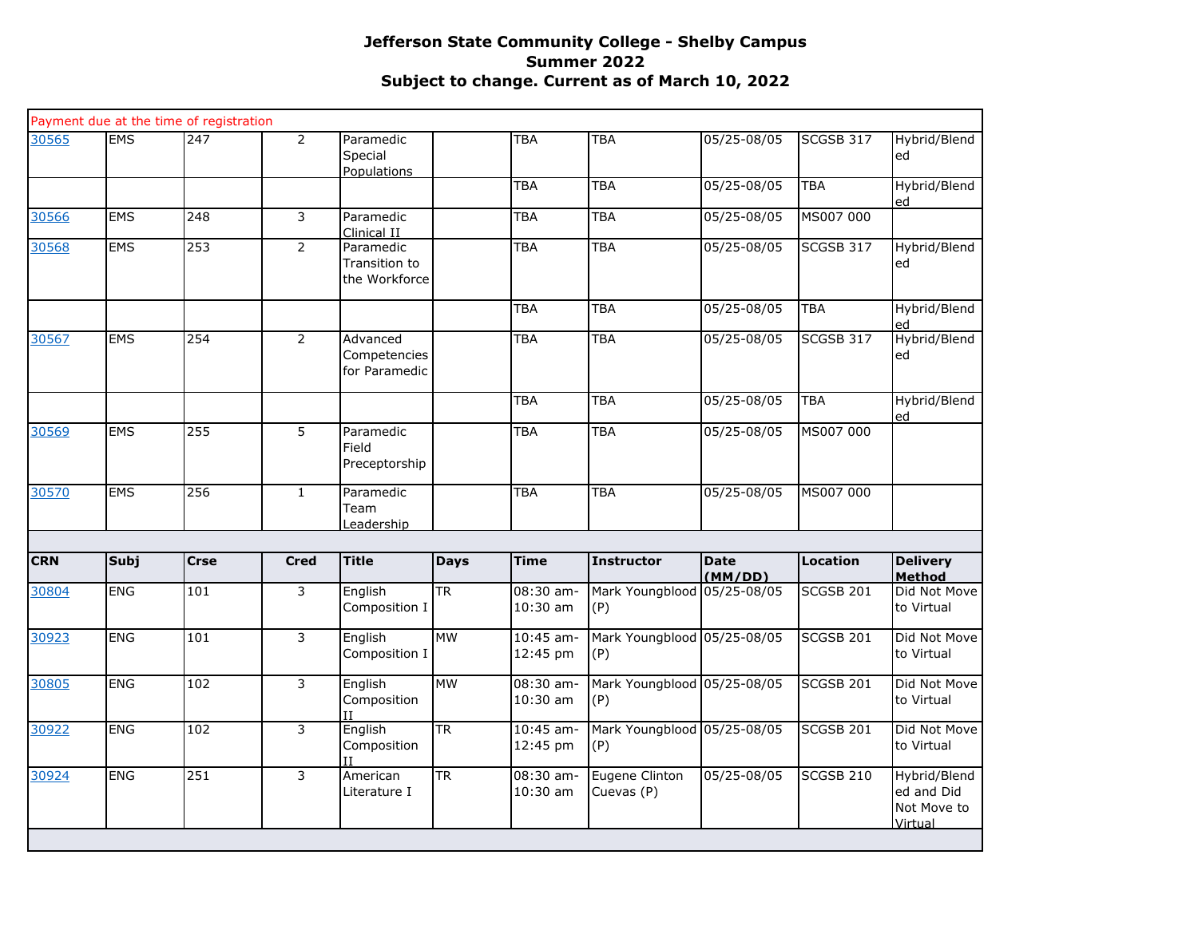# Jefferson State Community College - Shelby Campus
## Summer 2022
## Subject to change. Current as of March 10, 2022

Payment due at the time of registration

| | | | | | | | | | | |
|---|---|---|---|---|---|---|---|---|---|---|
| 30565 | EMS | 247 | 2 | Paramedic Special Populations | | TBA | TBA | 05/25-08/05 | SCGSB 317 | Hybrid/Blended |
| | | | | | | TBA | TBA | 05/25-08/05 | TBA | Hybrid/Blended |
| 30566 | EMS | 248 | 3 | Paramedic Clinical II | | TBA | TBA | 05/25-08/05 | MS007 000 | |
| 30568 | EMS | 253 | 2 | Paramedic Transition to the Workforce | | TBA | TBA | 05/25-08/05 | SCGSB 317 | Hybrid/Blended |
| | | | | | | TBA | TBA | 05/25-08/05 | TBA | Hybrid/Blended |
| 30567 | EMS | 254 | 2 | Advanced Competencies for Paramedic | | TBA | TBA | 05/25-08/05 | SCGSB 317 | Hybrid/Blended |
| | | | | | | TBA | TBA | 05/25-08/05 | TBA | Hybrid/Blended |
| 30569 | EMS | 255 | 5 | Paramedic Field Preceptorship | | TBA | TBA | 05/25-08/05 | MS007 000 | |
| 30570 | EMS | 256 | 1 | Paramedic Team Leadership | | TBA | TBA | 05/25-08/05 | MS007 000 | |

| CRN | Subj | Crse | Cred | Title | Days | Time | Instructor | Date (MM/DD) | Location | Delivery Method |
|---|---|---|---|---|---|---|---|---|---|---|
| 30804 | ENG | 101 | 3 | English Composition I | TR | 08:30 am-10:30 am | Mark Youngblood (P) | 05/25-08/05 | SCGSB 201 | Did Not Move to Virtual |
| 30923 | ENG | 101 | 3 | English Composition I | MW | 10:45 am-12:45 pm | Mark Youngblood (P) | 05/25-08/05 | SCGSB 201 | Did Not Move to Virtual |
| 30805 | ENG | 102 | 3 | English Composition II | MW | 08:30 am-10:30 am | Mark Youngblood (P) | 05/25-08/05 | SCGSB 201 | Did Not Move to Virtual |
| 30922 | ENG | 102 | 3 | English Composition II | TR | 10:45 am-12:45 pm | Mark Youngblood (P) | 05/25-08/05 | SCGSB 201 | Did Not Move to Virtual |
| 30924 | ENG | 251 | 3 | American Literature I | TR | 08:30 am-10:30 am | Eugene Clinton Cuevas (P) | 05/25-08/05 | SCGSB 210 | Hybrid/Blended and Did Not Move to Virtual |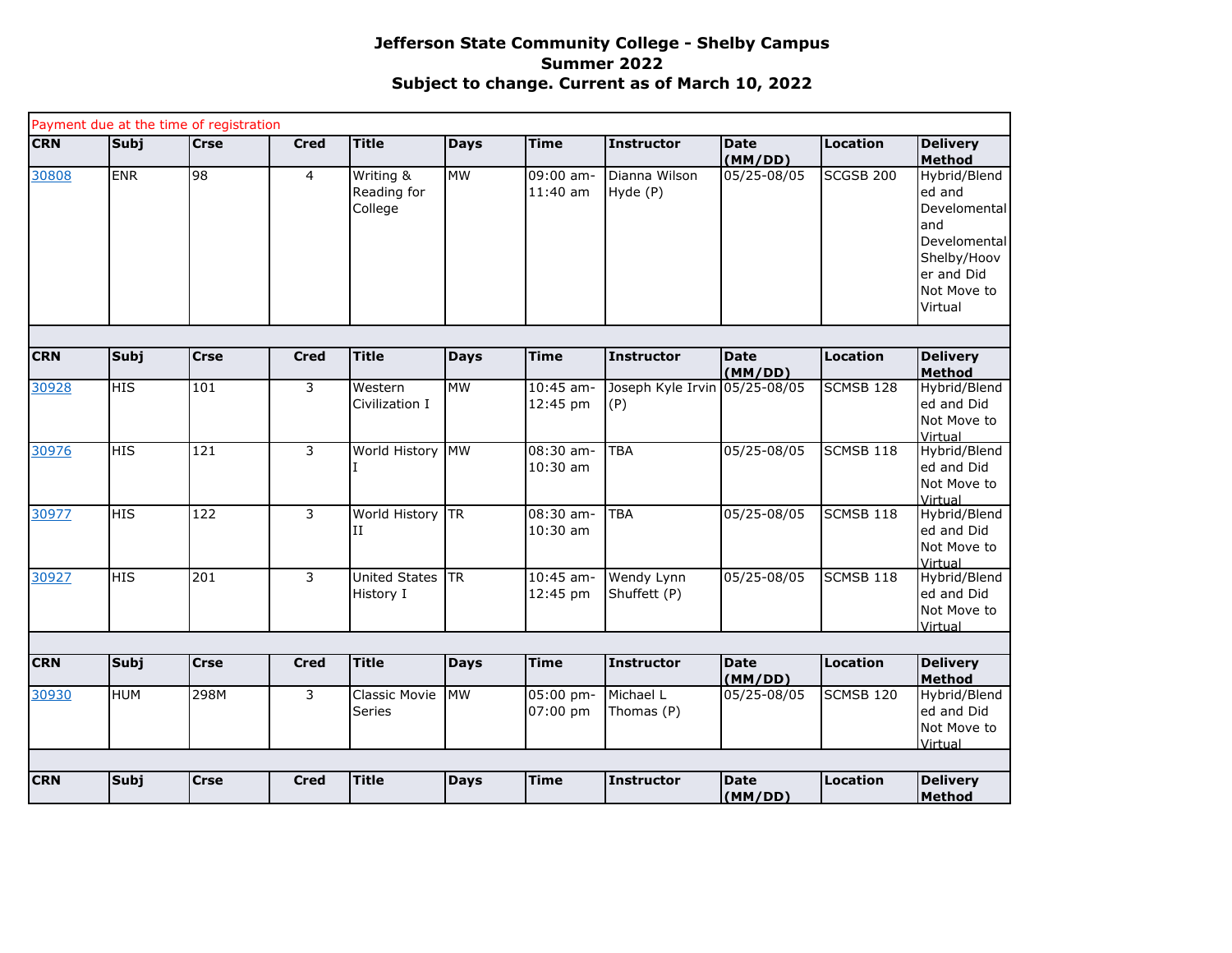# Jefferson State Community College - Shelby Campus
## Summer 2022
## Subject to change. Current as of March 10, 2022

Payment due at the time of registration

| CRN | Subj | Crse | Cred | Title | Days | Time | Instructor | Date (MM/DD) | Location | Delivery Method |
|---|---|---|---|---|---|---|---|---|---|---|
| 30808 | ENR | 98 | 4 | Writing & Reading for College | MW | 09:00 am-11:40 am | Dianna Wilson Hyde (P) | 05/25-08/05 | SCGSB 200 | Hybrid/Blended and Develomental and Develomental Shelby/Hoover and Did Not Move to Virtual |

| CRN | Subj | Crse | Cred | Title | Days | Time | Instructor | Date (MM/DD) | Location | Delivery Method |
|---|---|---|---|---|---|---|---|---|---|---|
| 30928 | HIS | 101 | 3 | Western Civilization I | MW | 10:45 am-12:45 pm | Joseph Kyle Irvin (P) | 05/25-08/05 | SCMSB 128 | Hybrid/Blended and Did Not Move to Virtual |
| 30976 | HIS | 121 | 3 | World History I | MW | 08:30 am-10:30 am | TBA | 05/25-08/05 | SCMSB 118 | Hybrid/Blended and Did Not Move to Virtual |
| 30977 | HIS | 122 | 3 | World History II | TR | 08:30 am-10:30 am | TBA | 05/25-08/05 | SCMSB 118 | Hybrid/Blended and Did Not Move to Virtual |
| 30927 | HIS | 201 | 3 | United States History I | TR | 10:45 am-12:45 pm | Wendy Lynn Shuffett (P) | 05/25-08/05 | SCMSB 118 | Hybrid/Blended and Did Not Move to Virtual |

| CRN | Subj | Crse | Cred | Title | Days | Time | Instructor | Date (MM/DD) | Location | Delivery Method |
|---|---|---|---|---|---|---|---|---|---|---|
| 30930 | HUM | 298M | 3 | Classic Movie Series | MW | 05:00 pm-07:00 pm | Michael L Thomas (P) | 05/25-08/05 | SCMSB 120 | Hybrid/Blended and Did Not Move to Virtual |

| CRN | Subj | Crse | Cred | Title | Days | Time | Instructor | Date (MM/DD) | Location | Delivery Method |
|---|---|---|---|---|---|---|---|---|---|---|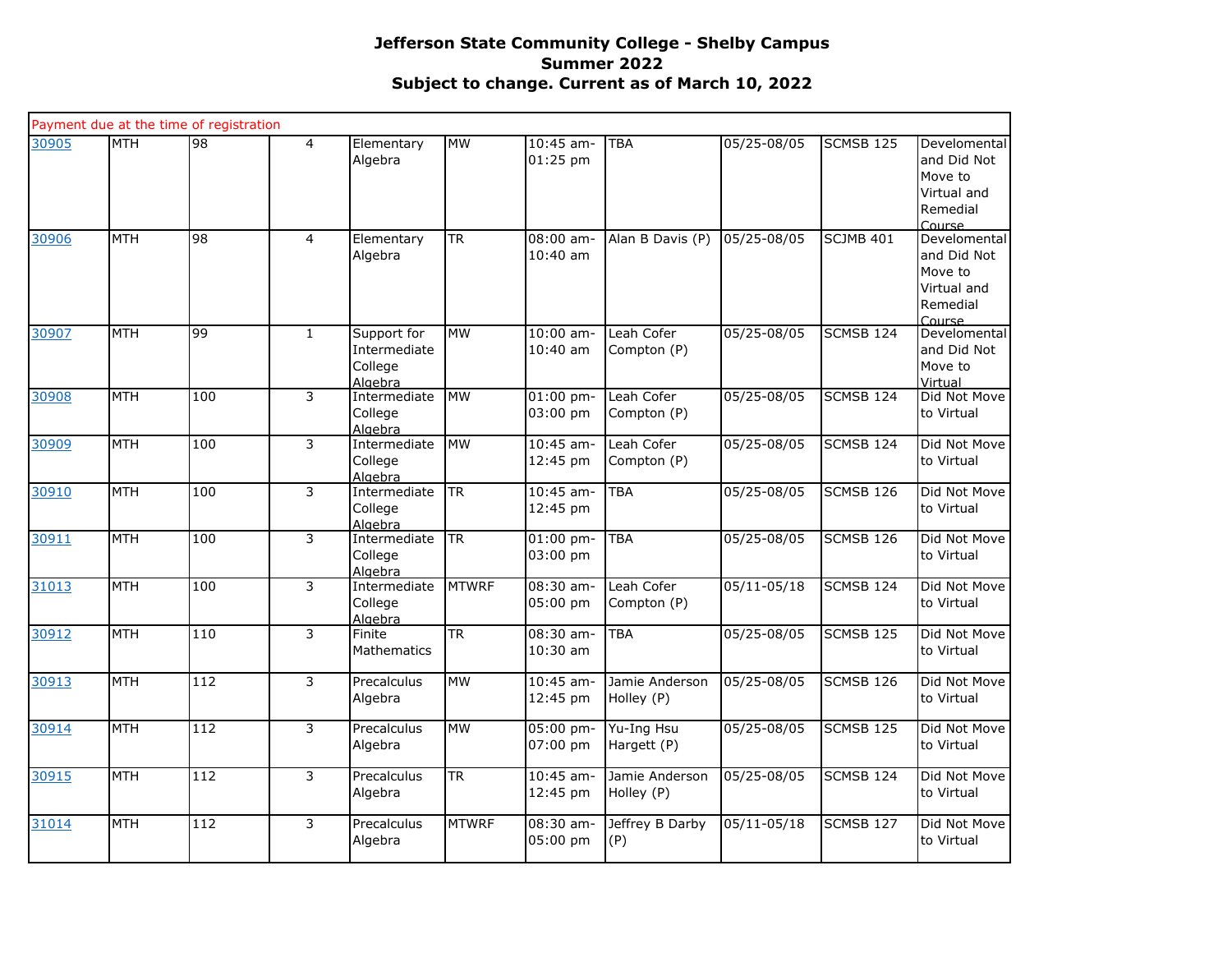**Jefferson State Community College - Shelby Campus**
**Summer 2022**
**Subject to change. Current as of March 10, 2022**

| Payment due at the time of registration | | | | | | | | | | |
|---|---|---|---|---|---|---|---|---|---|---|
| 30905 | MTH | 98 | 4 | Elementary Algebra | MW | 10:45 am-01:25 pm | TBA | 05/25-08/05 | SCMSB 125 | Develomental and Did Not Move to Virtual and Remedial Course |
| 30906 | MTH | 98 | 4 | Elementary Algebra | TR | 08:00 am-10:40 am | Alan B Davis (P) | 05/25-08/05 | SCJMB 401 | Develomental and Did Not Move to Virtual and Remedial Course |
| 30907 | MTH | 99 | 1 | Support for Intermediate College Algebra | MW | 10:00 am-10:40 am | Leah Cofer Compton (P) | 05/25-08/05 | SCMSB 124 | Develomental and Did Not Move to Virtual |
| 30908 | MTH | 100 | 3 | Intermediate College Algebra | MW | 01:00 pm-03:00 pm | Leah Cofer Compton (P) | 05/25-08/05 | SCMSB 124 | Did Not Move to Virtual |
| 30909 | MTH | 100 | 3 | Intermediate College Algebra | MW | 10:45 am-12:45 pm | Leah Cofer Compton (P) | 05/25-08/05 | SCMSB 124 | Did Not Move to Virtual |
| 30910 | MTH | 100 | 3 | Intermediate College Algebra | TR | 10:45 am-12:45 pm | TBA | 05/25-08/05 | SCMSB 126 | Did Not Move to Virtual |
| 30911 | MTH | 100 | 3 | Intermediate College Algebra | TR | 01:00 pm-03:00 pm | TBA | 05/25-08/05 | SCMSB 126 | Did Not Move to Virtual |
| 31013 | MTH | 100 | 3 | Intermediate College Algebra | MTWRF | 08:30 am-05:00 pm | Leah Cofer Compton (P) | 05/11-05/18 | SCMSB 124 | Did Not Move to Virtual |
| 30912 | MTH | 110 | 3 | Finite Mathematics | TR | 08:30 am-10:30 am | TBA | 05/25-08/05 | SCMSB 125 | Did Not Move to Virtual |
| 30913 | MTH | 112 | 3 | Precalculus Algebra | MW | 10:45 am-12:45 pm | Jamie Anderson Holley (P) | 05/25-08/05 | SCMSB 126 | Did Not Move to Virtual |
| 30914 | MTH | 112 | 3 | Precalculus Algebra | MW | 05:00 pm-07:00 pm | Yu-Ing Hsu Hargett (P) | 05/25-08/05 | SCMSB 125 | Did Not Move to Virtual |
| 30915 | MTH | 112 | 3 | Precalculus Algebra | TR | 10:45 am-12:45 pm | Jamie Anderson Holley (P) | 05/25-08/05 | SCMSB 124 | Did Not Move to Virtual |
| 31014 | MTH | 112 | 3 | Precalculus Algebra | MTWRF | 08:30 am-05:00 pm | Jeffrey B Darby (P) | 05/11-05/18 | SCMSB 127 | Did Not Move to Virtual |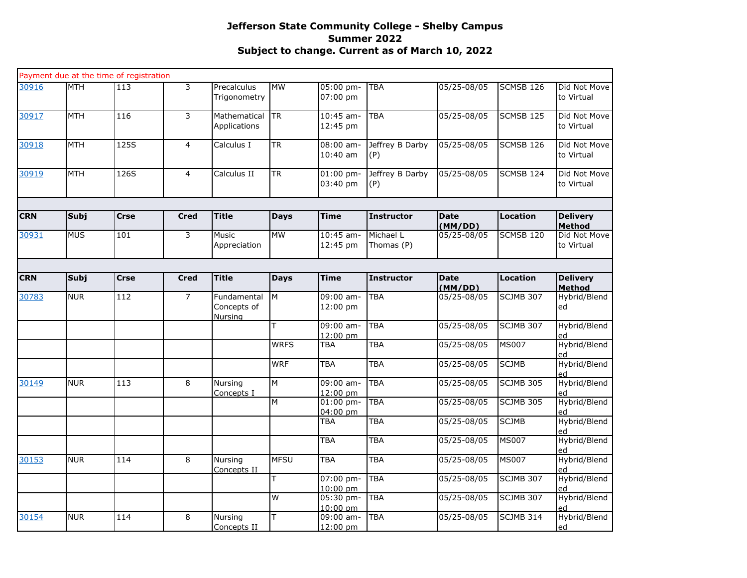**Jefferson State Community College - Shelby Campus**
**Summer 2022**
**Subject to change. Current as of March 10, 2022**

Payment due at the time of registration

| CRN | Subj | Crse | Cred | Title | Days | Time | Instructor | Date (MM/DD) | Location | Delivery Method |
|---|---|---|---|---|---|---|---|---|---|---|
| 30916 | MTH | 113 | 3 | Precalculus Trigonometry | MW | 05:00 pm-07:00 pm | TBA | 05/25-08/05 | SCMSB 126 | Did Not Move to Virtual |
| 30917 | MTH | 116 | 3 | Mathematical Applications | TR | 10:45 am-12:45 pm | TBA | 05/25-08/05 | SCMSB 125 | Did Not Move to Virtual |
| 30918 | MTH | 125S | 4 | Calculus I | TR | 08:00 am-10:40 am | Jeffrey B Darby (P) | 05/25-08/05 | SCMSB 126 | Did Not Move to Virtual |
| 30919 | MTH | 126S | 4 | Calculus II | TR | 01:00 pm-03:40 pm | Jeffrey B Darby (P) | 05/25-08/05 | SCMSB 124 | Did Not Move to Virtual |

| CRN | Subj | Crse | Cred | Title | Days | Time | Instructor | Date (MM/DD) | Location | Delivery Method |
|---|---|---|---|---|---|---|---|---|---|---|
| 30931 | MUS | 101 | 3 | Music Appreciation | MW | 10:45 am-12:45 pm | Michael L Thomas (P) | 05/25-08/05 | SCMSB 120 | Did Not Move to Virtual |

| CRN | Subj | Crse | Cred | Title | Days | Time | Instructor | Date (MM/DD) | Location | Delivery Method |
|---|---|---|---|---|---|---|---|---|---|---|
| 30783 | NUR | 112 | 7 | Fundamental Concepts of Nursing | M | 09:00 am-12:00 pm | TBA | 05/25-08/05 | SCJMB 307 | Hybrid/Blended |
| | | | | | T | 09:00 am-12:00 pm | TBA | 05/25-08/05 | SCJMB 307 | Hybrid/Blended |
| | | | | | WRFS | TBA | TBA | 05/25-08/05 | MS007 | Hybrid/Blended |
| | | | | | WRF | TBA | TBA | 05/25-08/05 | SCJMB | Hybrid/Blended |
| 30149 | NUR | 113 | 8 | Nursing Concepts I | M | 09:00 am-12:00 pm | TBA | 05/25-08/05 | SCJMB 305 | Hybrid/Blended |
| | | | | | M | 01:00 pm-04:00 pm | TBA | 05/25-08/05 | SCJMB 305 | Hybrid/Blended |
| | | | | | | TBA | TBA | 05/25-08/05 | SCJMB | Hybrid/Blended |
| | | | | | | TBA | TBA | 05/25-08/05 | MS007 | Hybrid/Blended |
| 30153 | NUR | 114 | 8 | Nursing Concepts II | MFSU | TBA | TBA | 05/25-08/05 | MS007 | Hybrid/Blended |
| | | | | | T | 07:00 pm-10:00 pm | TBA | 05/25-08/05 | SCJMB 307 | Hybrid/Blended |
| | | | | | W | 05:30 pm-10:00 pm | TBA | 05/25-08/05 | SCJMB 307 | Hybrid/Blended |
| 30154 | NUR | 114 | 8 | Nursing Concepts II | T | 09:00 am-12:00 pm | TBA | 05/25-08/05 | SCJMB 314 | Hybrid/Blended |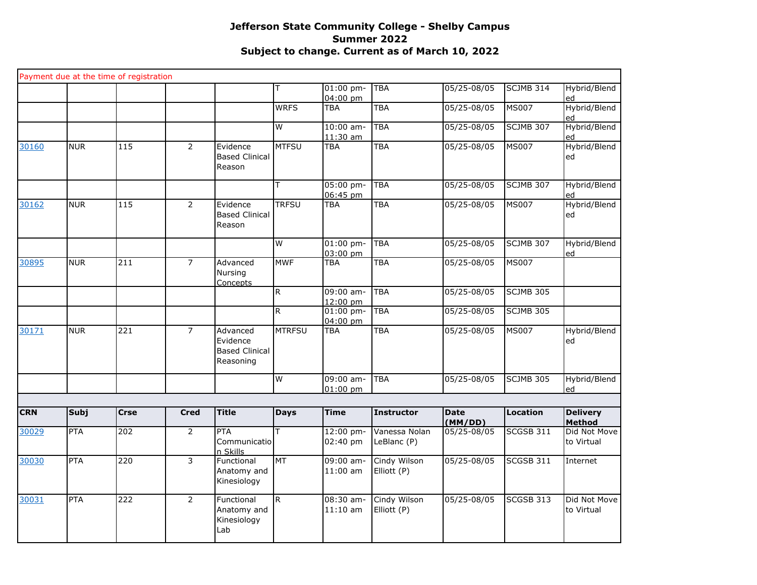# Jefferson State Community College - Shelby Campus

## Summer 2022

## Subject to change. Current as of March 10, 2022

| CRN | Subj | Crse | Cred | Title | Days | Time | Instructor | Date (MM/DD) | Location | Delivery Method |
|---|---|---|---|---|---|---|---|---|---|---|
| Payment due at the time of registration | | | | | | | | | | |
| | | | | | T | 01:00 pm-04:00 pm | TBA | 05/25-08/05 | SCJMB 314 | Hybrid/Blended |
| | | | | | WRFS | TBA | TBA | 05/25-08/05 | MS007 | Hybrid/Blended |
| | | | | | W | 10:00 am-11:30 am | TBA | 05/25-08/05 | SCJMB 307 | Hybrid/Blended |
| 30160 | NUR | 115 | 2 | Evidence Based Clinical Reason | MTFSU | TBA | TBA | 05/25-08/05 | MS007 | Hybrid/Blended |
| | | | | | T | 05:00 pm-06:45 pm | TBA | 05/25-08/05 | SCJMB 307 | Hybrid/Blended |
| 30162 | NUR | 115 | 2 | Evidence Based Clinical Reason | TRFSU | TBA | TBA | 05/25-08/05 | MS007 | Hybrid/Blended |
| | | | | | W | 01:00 pm-03:00 pm | TBA | 05/25-08/05 | SCJMB 307 | Hybrid/Blended |
| 30895 | NUR | 211 | 7 | Advanced Nursing Concepts | MWF | TBA | TBA | 05/25-08/05 | MS007 | |
| | | | | | R | 09:00 am-12:00 pm | TBA | 05/25-08/05 | SCJMB 305 | |
| | | | | | R | 01:00 pm-04:00 pm | TBA | 05/25-08/05 | SCJMB 305 | |
| 30171 | NUR | 221 | 7 | Advanced Evidence Based Clinical Reasoning | MTRFSU | TBA | TBA | 05/25-08/05 | MS007 | Hybrid/Blended |
| | | | | | W | 09:00 am-01:00 pm | TBA | 05/25-08/05 | SCJMB 305 | Hybrid/Blended |

| CRN | Subj | Crse | Cred | Title | Days | Time | Instructor | Date (MM/DD) | Location | Delivery Method |
|---|---|---|---|---|---|---|---|---|---|---|
| 30029 | PTA | 202 | 2 | PTA Communication Skills | T | 12:00 pm-02:40 pm | Vanessa Nolan LeBlanc (P) | 05/25-08/05 | SCGSB 311 | Did Not Move to Virtual |
| 30030 | PTA | 220 | 3 | Functional Anatomy and Kinesiology | MT | 09:00 am-11:00 am | Cindy Wilson Elliott (P) | 05/25-08/05 | SCGSB 311 | Internet |
| 30031 | PTA | 222 | 2 | Functional Anatomy and Kinesiology Lab | R | 08:30 am-11:10 am | Cindy Wilson Elliott (P) | 05/25-08/05 | SCGSB 313 | Did Not Move to Virtual |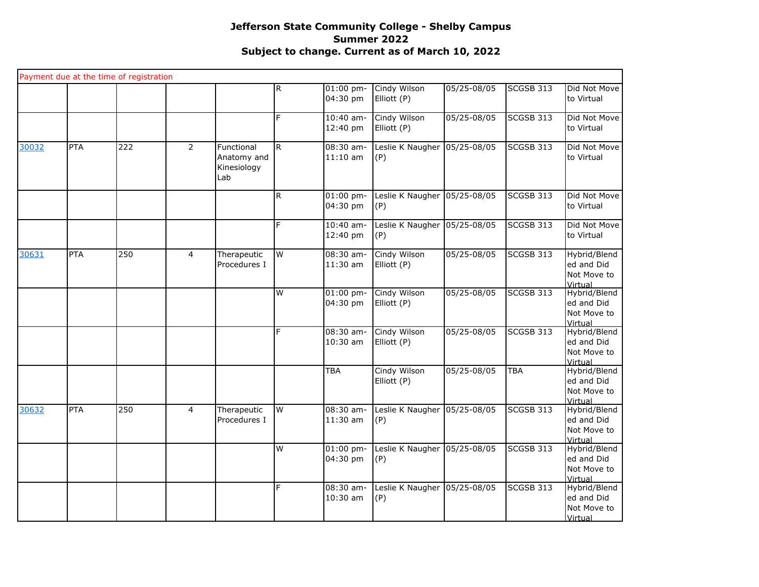**Jefferson State Community College - Shelby Campus**
**Summer 2022**
**Subject to change. Current as of March 10, 2022**

| Payment due at the time of registration | | | | | | | | | | |
|---|---|---|---|---|---|---|---|---|---|---|
| | | | | | R | 01:00 pm-04:30 pm | Cindy Wilson Elliott (P) | 05/25-08/05 | SCGSB 313 | Did Not Move to Virtual |
| | | | | | F | 10:40 am-12:40 pm | Cindy Wilson Elliott (P) | 05/25-08/05 | SCGSB 313 | Did Not Move to Virtual |
| [30032]() | PTA | 222 | 2 | Functional Anatomy and Kinesiology Lab | R | 08:30 am-11:10 am | Leslie K Naugher (P) | 05/25-08/05 | SCGSB 313 | Did Not Move to Virtual |
| | | | | | R | 01:00 pm-04:30 pm | Leslie K Naugher (P) | 05/25-08/05 | SCGSB 313 | Did Not Move to Virtual |
| | | | | | F | 10:40 am-12:40 pm | Leslie K Naugher (P) | 05/25-08/05 | SCGSB 313 | Did Not Move to Virtual |
| [30631]() | PTA | 250 | 4 | Therapeutic Procedures I | W | 08:30 am-11:30 am | Cindy Wilson Elliott (P) | 05/25-08/05 | SCGSB 313 | Hybrid/Blended and Did Not Move to Virtual |
| | | | | | W | 01:00 pm-04:30 pm | Cindy Wilson Elliott (P) | 05/25-08/05 | SCGSB 313 | Hybrid/Blended and Did Not Move to Virtual |
| | | | | | F | 08:30 am-10:30 am | Cindy Wilson Elliott (P) | 05/25-08/05 | SCGSB 313 | Hybrid/Blended and Did Not Move to Virtual |
| | | | | | | TBA | Cindy Wilson Elliott (P) | 05/25-08/05 | TBA | Hybrid/Blended and Did Not Move to Virtual |
| [30632]() | PTA | 250 | 4 | Therapeutic Procedures I | W | 08:30 am-11:30 am | Leslie K Naugher (P) | 05/25-08/05 | SCGSB 313 | Hybrid/Blended and Did Not Move to Virtual |
| | | | | | W | 01:00 pm-04:30 pm | Leslie K Naugher (P) | 05/25-08/05 | SCGSB 313 | Hybrid/Blended and Did Not Move to Virtual |
| | | | | | F | 08:30 am-10:30 am | Leslie K Naugher (P) | 05/25-08/05 | SCGSB 313 | Hybrid/Blended and Did Not Move to Virtual |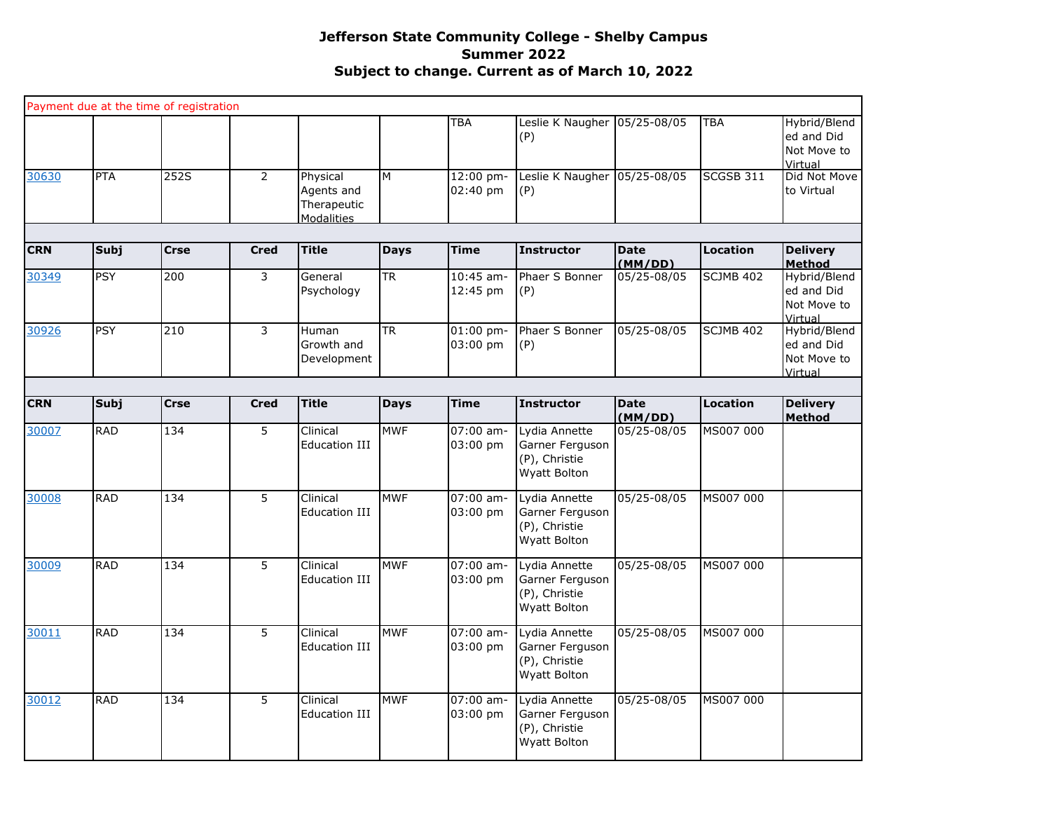# Jefferson State Community College - Shelby Campus
## Summer 2022
### Subject to change. Current as of March 10, 2022

Payment due at the time of registration

| CRN | Subj | Crse | Cred | Title | Days | Time | Instructor | Date (MM/DD) | Location | Delivery Method |
|---|---|---|---|---|---|---|---|---|---|---|
| | | | | | | TBA | Leslie K Naugher (P) | 05/25-08/05 | TBA | Hybrid/Blended and Did Not Move to Virtual |
| 30630 | PTA | 252S | 2 | Physical Agents and Therapeutic Modalities | M | 12:00 pm-02:40 pm | Leslie K Naugher (P) | 05/25-08/05 | SCGSB 311 | Did Not Move to Virtual |

| CRN | Subj | Crse | Cred | Title | Days | Time | Instructor | Date (MM/DD) | Location | Delivery Method |
|---|---|---|---|---|---|---|---|---|---|---|
| 30349 | PSY | 200 | 3 | General Psychology | TR | 10:45 am-12:45 pm | Phaer S Bonner (P) | 05/25-08/05 | SCJMB 402 | Hybrid/Blended and Did Not Move to Virtual |
| 30926 | PSY | 210 | 3 | Human Growth and Development | TR | 01:00 pm-03:00 pm | Phaer S Bonner (P) | 05/25-08/05 | SCJMB 402 | Hybrid/Blended and Did Not Move to Virtual |

| CRN | Subj | Crse | Cred | Title | Days | Time | Instructor | Date (MM/DD) | Location | Delivery Method |
|---|---|---|---|---|---|---|---|---|---|---|
| 30007 | RAD | 134 | 5 | Clinical Education III | MWF | 07:00 am-03:00 pm | Lydia Annette Garner Ferguson (P), Christie Wyatt Bolton | 05/25-08/05 | MS007 000 | |
| 30008 | RAD | 134 | 5 | Clinical Education III | MWF | 07:00 am-03:00 pm | Lydia Annette Garner Ferguson (P), Christie Wyatt Bolton | 05/25-08/05 | MS007 000 | |
| 30009 | RAD | 134 | 5 | Clinical Education III | MWF | 07:00 am-03:00 pm | Lydia Annette Garner Ferguson (P), Christie Wyatt Bolton | 05/25-08/05 | MS007 000 | |
| 30011 | RAD | 134 | 5 | Clinical Education III | MWF | 07:00 am-03:00 pm | Lydia Annette Garner Ferguson (P), Christie Wyatt Bolton | 05/25-08/05 | MS007 000 | |
| 30012 | RAD | 134 | 5 | Clinical Education III | MWF | 07:00 am-03:00 pm | Lydia Annette Garner Ferguson (P), Christie Wyatt Bolton | 05/25-08/05 | MS007 000 | |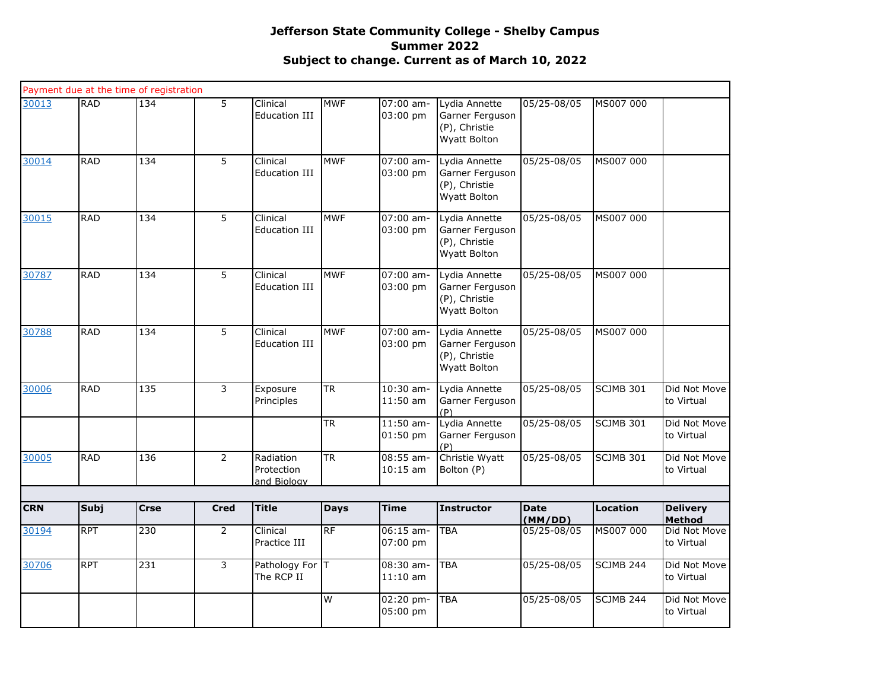**Jefferson State Community College - Shelby Campus**
**Summer 2022**
**Subject to change. Current as of March 10, 2022**

Payment due at the time of registration

| CRN | Subj | Crse | Cred | Title | Days | Time | Instructor | Date (MM/DD) | Location | Delivery Method |
|---|---|---|---|---|---|---|---|---|---|---|
| 30013 | RAD | 134 | 5 | Clinical Education III | MWF | 07:00 am-03:00 pm | Lydia Annette Garner Ferguson (P), Christie Wyatt Bolton | 05/25-08/05 | MS007 000 | |
| 30014 | RAD | 134 | 5 | Clinical Education III | MWF | 07:00 am-03:00 pm | Lydia Annette Garner Ferguson (P), Christie Wyatt Bolton | 05/25-08/05 | MS007 000 | |
| 30015 | RAD | 134 | 5 | Clinical Education III | MWF | 07:00 am-03:00 pm | Lydia Annette Garner Ferguson (P), Christie Wyatt Bolton | 05/25-08/05 | MS007 000 | |
| 30787 | RAD | 134 | 5 | Clinical Education III | MWF | 07:00 am-03:00 pm | Lydia Annette Garner Ferguson (P), Christie Wyatt Bolton | 05/25-08/05 | MS007 000 | |
| 30788 | RAD | 134 | 5 | Clinical Education III | MWF | 07:00 am-03:00 pm | Lydia Annette Garner Ferguson (P), Christie Wyatt Bolton | 05/25-08/05 | MS007 000 | |
| 30006 | RAD | 135 | 3 | Exposure Principles | TR | 10:30 am-11:50 am | Lydia Annette Garner Ferguson (P) | 05/25-08/05 | SCJMB 301 | Did Not Move to Virtual |
| | | | | | TR | 11:50 am-01:50 pm | Lydia Annette Garner Ferguson (P) | 05/25-08/05 | SCJMB 301 | Did Not Move to Virtual |
| 30005 | RAD | 136 | 2 | Radiation Protection and Biology | TR | 08:55 am-10:15 am | Christie Wyatt Bolton (P) | 05/25-08/05 | SCJMB 301 | Did Not Move to Virtual |

| CRN | Subj | Crse | Cred | Title | Days | Time | Instructor | Date (MM/DD) | Location | Delivery Method |
|---|---|---|---|---|---|---|---|---|---|---|
| 30194 | RPT | 230 | 2 | Clinical Practice III | RF | 06:15 am-07:00 pm | TBA | 05/25-08/05 | MS007 000 | Did Not Move to Virtual |
| 30706 | RPT | 231 | 3 | Pathology For The RCP II | T | 08:30 am-11:10 am | TBA | 05/25-08/05 | SCJMB 244 | Did Not Move to Virtual |
| | | | | | W | 02:20 pm-05:00 pm | TBA | 05/25-08/05 | SCJMB 244 | Did Not Move to Virtual |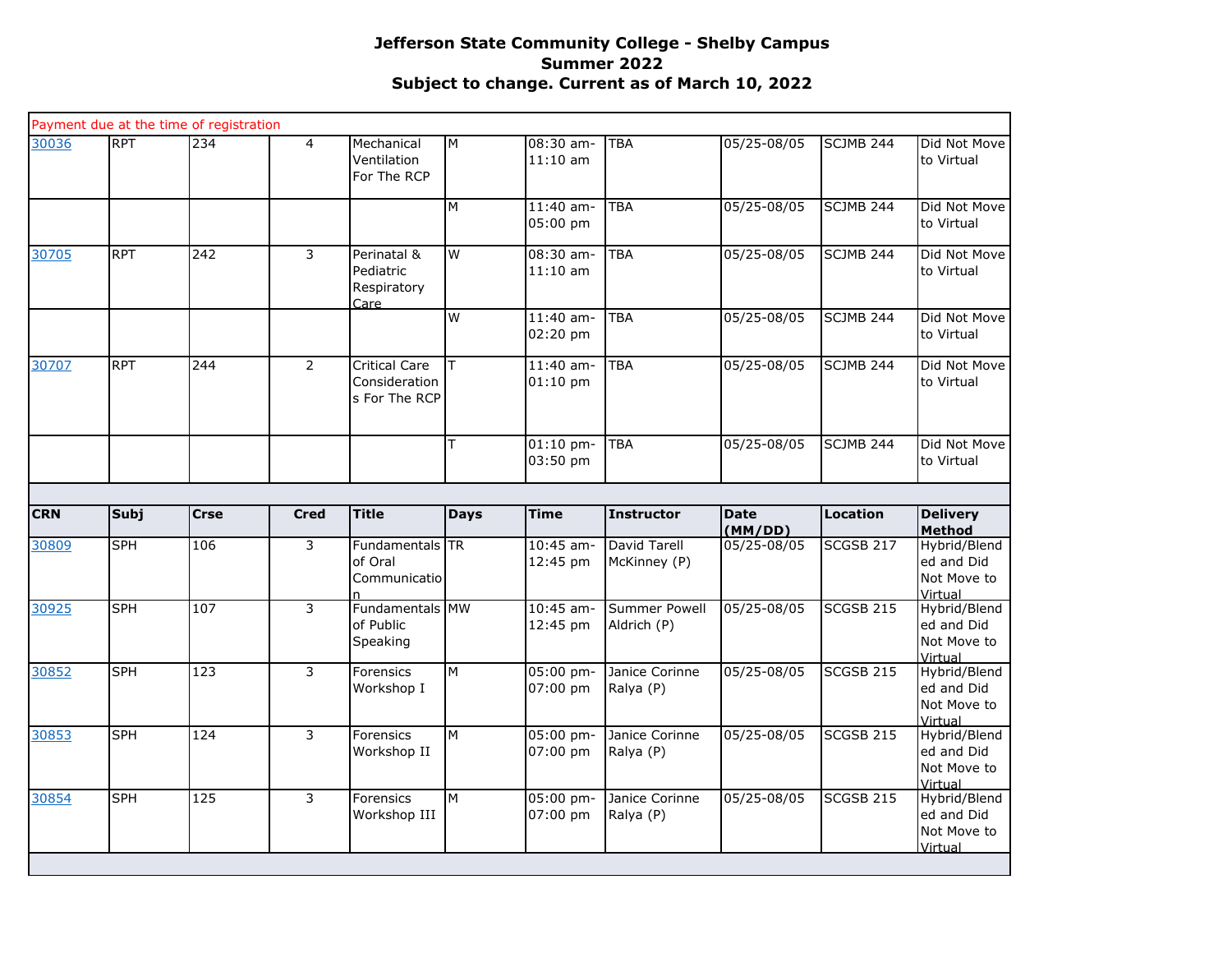# Jefferson State Community College - Shelby Campus
## Summer 2022
## Subject to change. Current as of March 10, 2022

Payment due at the time of registration

| CRN | Subj | Crse | Cred | Title | Days | Time | Instructor | Date (MM/DD) | Location | Delivery Method |
|---|---|---|---|---|---|---|---|---|---|---|
| 30036 | RPT | 234 | 4 | Mechanical Ventilation For The RCP | M | 08:30 am-11:10 am | TBA | 05/25-08/05 | SCJMB 244 | Did Not Move to Virtual |
| | | | | | M | 11:40 am-05:00 pm | TBA | 05/25-08/05 | SCJMB 244 | Did Not Move to Virtual |
| 30705 | RPT | 242 | 3 | Perinatal & Pediatric Respiratory Care | W | 08:30 am-11:10 am | TBA | 05/25-08/05 | SCJMB 244 | Did Not Move to Virtual |
| | | | | | W | 11:40 am-02:20 pm | TBA | 05/25-08/05 | SCJMB 244 | Did Not Move to Virtual |
| 30707 | RPT | 244 | 2 | Critical Care Considerations For The RCP | T | 11:40 am-01:10 pm | TBA | 05/25-08/05 | SCJMB 244 | Did Not Move to Virtual |
| | | | | | T | 01:10 pm-03:50 pm | TBA | 05/25-08/05 | SCJMB 244 | Did Not Move to Virtual |

| CRN | Subj | Crse | Cred | Title | Days | Time | Instructor | Date (MM/DD) | Location | Delivery Method |
|---|---|---|---|---|---|---|---|---|---|---|
| 30809 | SPH | 106 | 3 | Fundamentals of Oral Communication | TR | 10:45 am-12:45 pm | David Tarell McKinney (P) | 05/25-08/05 | SCGSB 217 | Hybrid/Blended and Did Not Move to Virtual |
| 30925 | SPH | 107 | 3 | Fundamentals of Public Speaking | MW | 10:45 am-12:45 pm | Summer Powell Aldrich (P) | 05/25-08/05 | SCGSB 215 | Hybrid/Blended and Did Not Move to Virtual |
| 30852 | SPH | 123 | 3 | Forensics Workshop I | M | 05:00 pm-07:00 pm | Janice Corinne Ralya (P) | 05/25-08/05 | SCGSB 215 | Hybrid/Blended and Did Not Move to Virtual |
| 30853 | SPH | 124 | 3 | Forensics Workshop II | M | 05:00 pm-07:00 pm | Janice Corinne Ralya (P) | 05/25-08/05 | SCGSB 215 | Hybrid/Blended and Did Not Move to Virtual |
| 30854 | SPH | 125 | 3 | Forensics Workshop III | M | 05:00 pm-07:00 pm | Janice Corinne Ralya (P) | 05/25-08/05 | SCGSB 215 | Hybrid/Blended and Did Not Move to Virtual |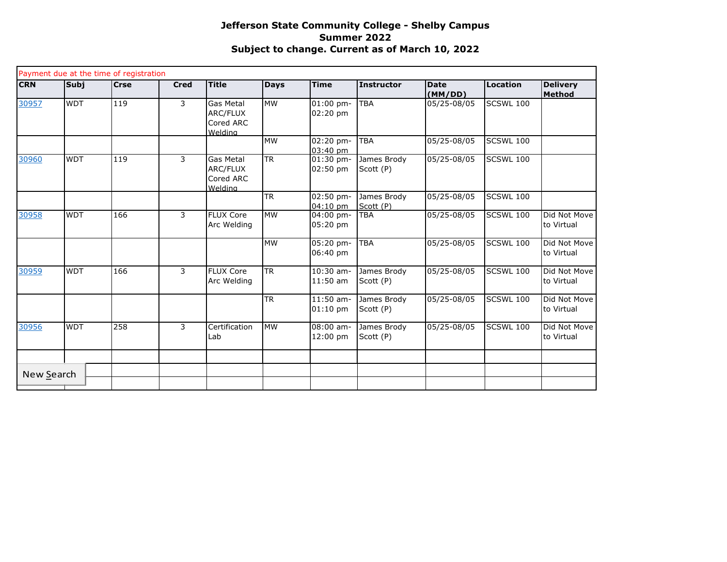**Jefferson State Community College - Shelby Campus**
**Summer 2022**
**Subject to change. Current as of March 10, 2022**

Payment due at the time of registration

| CRN | Subj | Crse | Cred | Title | Days | Time | Instructor | Date (MM/DD) | Location | Delivery Method |
|---|---|---|---|---|---|---|---|---|---|---|
| 30957 | WDT | 119 | 3 | Gas Metal ARC/FLUX Cored ARC Welding | MW | 01:00 pm-02:20 pm | TBA | 05/25-08/05 | SCSWL 100 | |
| | | | | | MW | 02:20 pm-03:40 pm | TBA | 05/25-08/05 | SCSWL 100 | |
| 30960 | WDT | 119 | 3 | Gas Metal ARC/FLUX Cored ARC Welding | TR | 01:30 pm-02:50 pm | James Brody Scott (P) | 05/25-08/05 | SCSWL 100 | |
| | | | | | TR | 02:50 pm-04:10 pm | James Brody Scott (P) | 05/25-08/05 | SCSWL 100 | |
| 30958 | WDT | 166 | 3 | FLUX Core Arc Welding | MW | 04:00 pm-05:20 pm | TBA | 05/25-08/05 | SCSWL 100 | Did Not Move to Virtual |
| | | | | | MW | 05:20 pm-06:40 pm | TBA | 05/25-08/05 | SCSWL 100 | Did Not Move to Virtual |
| 30959 | WDT | 166 | 3 | FLUX Core Arc Welding | TR | 10:30 am-11:50 am | James Brody Scott (P) | 05/25-08/05 | SCSWL 100 | Did Not Move to Virtual |
| | | | | | TR | 11:50 am-01:10 pm | James Brody Scott (P) | 05/25-08/05 | SCSWL 100 | Did Not Move to Virtual |
| 30956 | WDT | 258 | 3 | Certification Lab | MW | 08:00 am-12:00 pm | James Brody Scott (P) | 05/25-08/05 | SCSWL 100 | Did Not Move to Virtual |

New Search